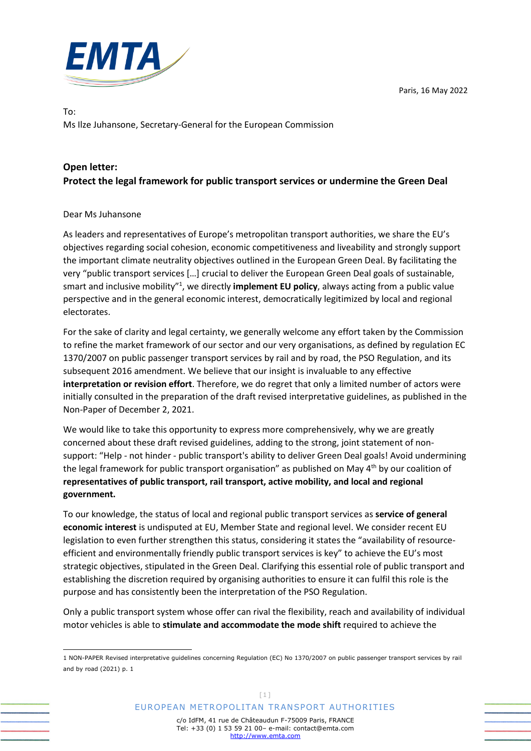Paris, 16 May 2022

To:
Ms Ilze Juhansone, Secretary-General for the European Commission

## Open letter:
## Protect the legal framework for public transport services or undermine the Green Deal

Dear Ms Juhansone

As leaders and representatives of Europe's metropolitan transport authorities, we share the EU's objectives regarding social cohesion, economic competitiveness and liveability and strongly support the important climate neutrality objectives outlined in the European Green Deal. By facilitating the very "public transport services […] crucial to deliver the European Green Deal goals of sustainable, smart and inclusive mobility"[1], we directly **implement EU policy**, always acting from a public value perspective and in the general economic interest, democratically legitimized by local and regional electorates.

For the sake of clarity and legal certainty, we generally welcome any effort taken by the Commission to refine the market framework of our sector and our very organisations, as defined by regulation EC 1370/2007 on public passenger transport services by rail and by road, the PSO Regulation, and its subsequent 2016 amendment. We believe that our insight is invaluable to any effective **interpretation or revision effort**. Therefore, we do regret that only a limited number of actors were initially consulted in the preparation of the draft revised interpretative guidelines, as published in the Non-Paper of December 2, 2021.

We would like to take this opportunity to express more comprehensively, why we are greatly concerned about these draft revised guidelines, adding to the strong, joint statement of non-support: "Help - not hinder - public transport's ability to deliver Green Deal goals! Avoid undermining the legal framework for public transport organisation" as published on May 4th by our coalition of **representatives of public transport, rail transport, active mobility, and local and regional government.**

To our knowledge, the status of local and regional public transport services as **service of general economic interest** is undisputed at EU, Member State and regional level. We consider recent EU legislation to even further strengthen this status, considering it states the "availability of resource-efficient and environmentally friendly public transport services is key" to achieve the EU's most strategic objectives, stipulated in the Green Deal. Clarifying this essential role of public transport and establishing the discretion required by organising authorities to ensure it can fulfil this role is the purpose and has consistently been the interpretation of the PSO Regulation.

Only a public transport system whose offer can rival the flexibility, reach and availability of individual motor vehicles is able to **stimulate and accommodate the mode shift** required to achieve the

---

[1] NON-PAPER Revised interpretative guidelines concerning Regulation (EC) No 1370/2007 on public passenger transport services by rail and by road (2021) p. 1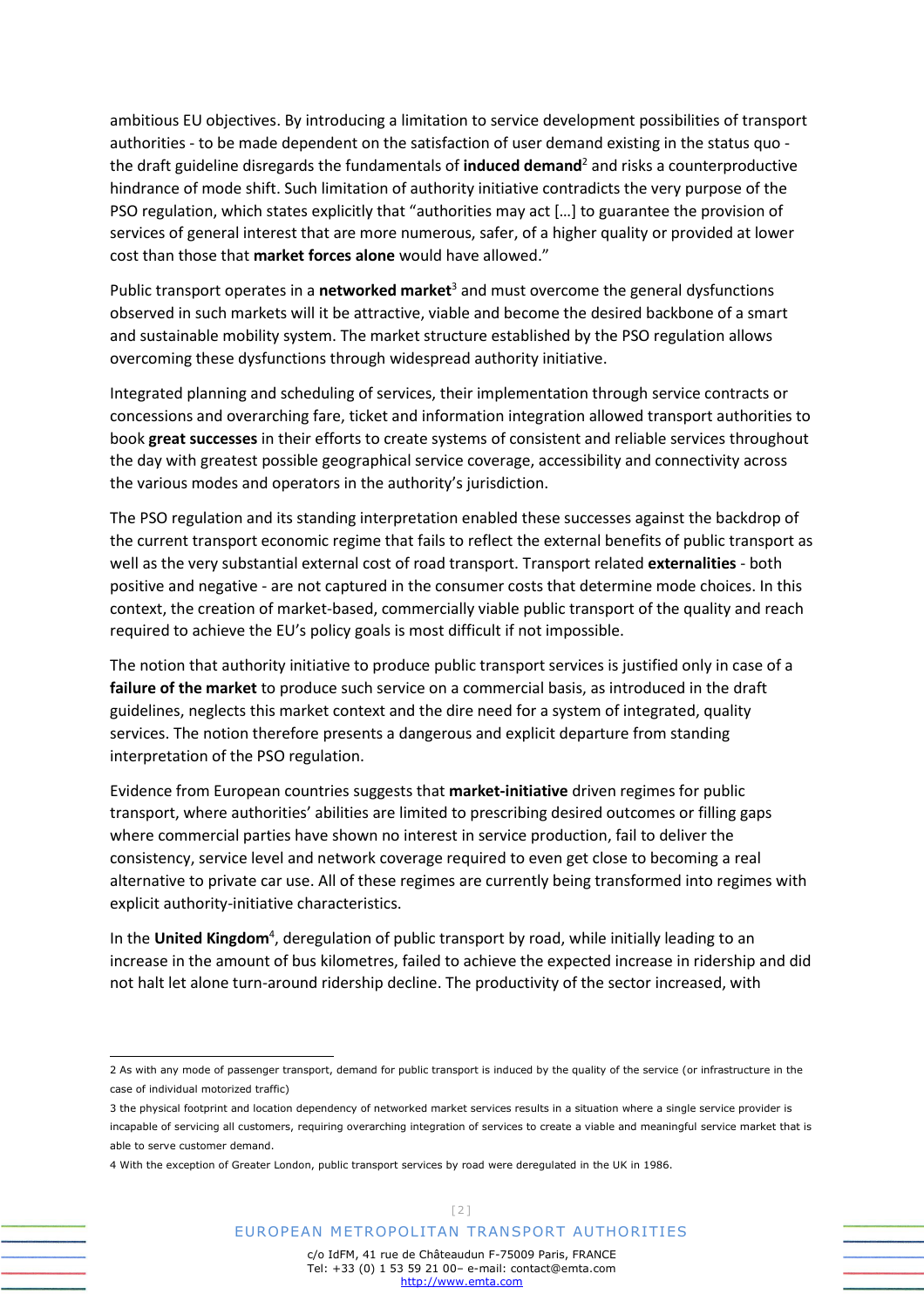ambitious EU objectives. By introducing a limitation to service development possibilities of transport authorities - to be made dependent on the satisfaction of user demand existing in the status quo - the draft guideline disregards the fundamentals of **induced demand**[2] and risks a counterproductive hindrance of mode shift. Such limitation of authority initiative contradicts the very purpose of the PSO regulation, which states explicitly that "authorities may act […] to guarantee the provision of services of general interest that are more numerous, safer, of a higher quality or provided at lower cost than those that **market forces alone** would have allowed."

Public transport operates in a **networked market**[3] and must overcome the general dysfunctions observed in such markets will it be attractive, viable and become the desired backbone of a smart and sustainable mobility system. The market structure established by the PSO regulation allows overcoming these dysfunctions through widespread authority initiative.

Integrated planning and scheduling of services, their implementation through service contracts or concessions and overarching fare, ticket and information integration allowed transport authorities to book **great successes** in their efforts to create systems of consistent and reliable services throughout the day with greatest possible geographical service coverage, accessibility and connectivity across the various modes and operators in the authority's jurisdiction.

The PSO regulation and its standing interpretation enabled these successes against the backdrop of the current transport economic regime that fails to reflect the external benefits of public transport as well as the very substantial external cost of road transport. Transport related **externalities** - both positive and negative - are not captured in the consumer costs that determine mode choices. In this context, the creation of market-based, commercially viable public transport of the quality and reach required to achieve the EU's policy goals is most difficult if not impossible.

The notion that authority initiative to produce public transport services is justified only in case of a **failure of the market** to produce such service on a commercial basis, as introduced in the draft guidelines, neglects this market context and the dire need for a system of integrated, quality services. The notion therefore presents a dangerous and explicit departure from standing interpretation of the PSO regulation.

Evidence from European countries suggests that **market-initiative** driven regimes for public transport, where authorities' abilities are limited to prescribing desired outcomes or filling gaps where commercial parties have shown no interest in service production, fail to deliver the consistency, service level and network coverage required to even get close to becoming a real alternative to private car use. All of these regimes are currently being transformed into regimes with explicit authority-initiative characteristics.

In the **United Kingdom**[4], deregulation of public transport by road, while initially leading to an increase in the amount of bus kilometres, failed to achieve the expected increase in ridership and did not halt let alone turn-around ridership decline. The productivity of the sector increased, with

---

2 As with any mode of passenger transport, demand for public transport is induced by the quality of the service (or infrastructure in the case of individual motorized traffic)

3 the physical footprint and location dependency of networked market services results in a situation where a single service provider is incapable of servicing all customers, requiring overarching integration of services to create a viable and meaningful service market that is able to serve customer demand.

4 With the exception of Greater London, public transport services by road were deregulated in the UK in 1986.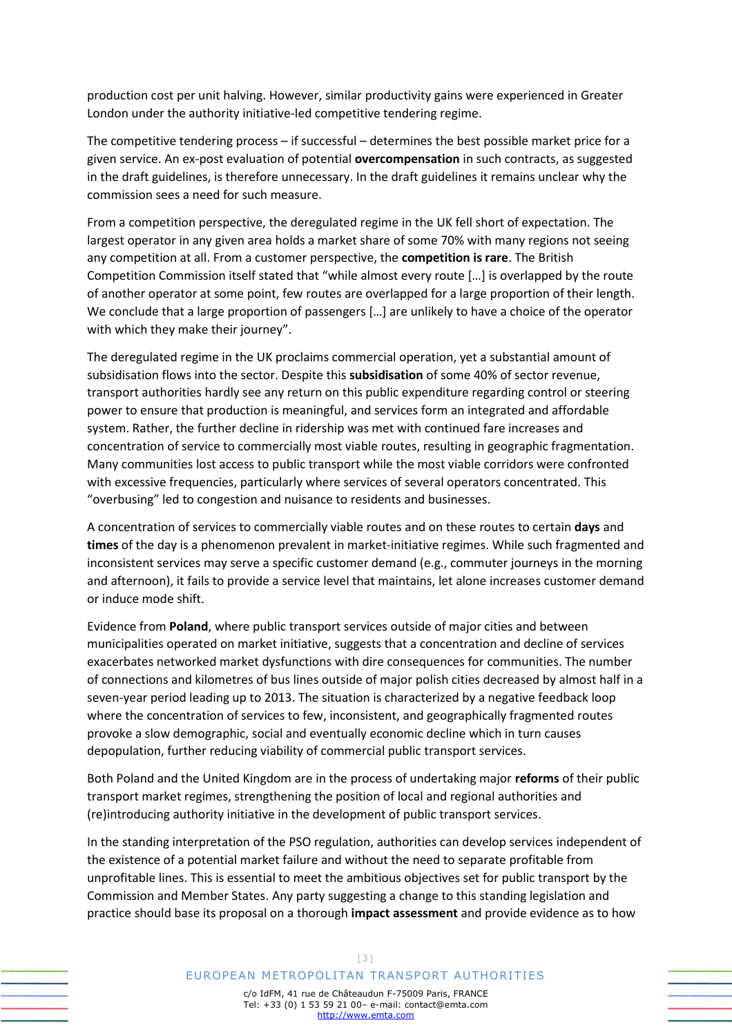production cost per unit halving. However, similar productivity gains were experienced in Greater London under the authority initiative-led competitive tendering regime.

The competitive tendering process – if successful – determines the best possible market price for a given service. An ex-post evaluation of potential **overcompensation** in such contracts, as suggested in the draft guidelines, is therefore unnecessary. In the draft guidelines it remains unclear why the commission sees a need for such measure.

From a competition perspective, the deregulated regime in the UK fell short of expectation. The largest operator in any given area holds a market share of some 70% with many regions not seeing any competition at all. From a customer perspective, the **competition is rare**. The British Competition Commission itself stated that "while almost every route […] is overlapped by the route of another operator at some point, few routes are overlapped for a large proportion of their length. We conclude that a large proportion of passengers […] are unlikely to have a choice of the operator with which they make their journey".

The deregulated regime in the UK proclaims commercial operation, yet a substantial amount of subsidisation flows into the sector. Despite this **subsidisation** of some 40% of sector revenue, transport authorities hardly see any return on this public expenditure regarding control or steering power to ensure that production is meaningful, and services form an integrated and affordable system. Rather, the further decline in ridership was met with continued fare increases and concentration of service to commercially most viable routes, resulting in geographic fragmentation. Many communities lost access to public transport while the most viable corridors were confronted with excessive frequencies, particularly where services of several operators concentrated. This "overbusing" led to congestion and nuisance to residents and businesses.

A concentration of services to commercially viable routes and on these routes to certain **days** and **times** of the day is a phenomenon prevalent in market-initiative regimes. While such fragmented and inconsistent services may serve a specific customer demand (e.g., commuter journeys in the morning and afternoon), it fails to provide a service level that maintains, let alone increases customer demand or induce mode shift.

Evidence from **Poland**, where public transport services outside of major cities and between municipalities operated on market initiative, suggests that a concentration and decline of services exacerbates networked market dysfunctions with dire consequences for communities. The number of connections and kilometres of bus lines outside of major polish cities decreased by almost half in a seven-year period leading up to 2013. The situation is characterized by a negative feedback loop where the concentration of services to few, inconsistent, and geographically fragmented routes provoke a slow demographic, social and eventually economic decline which in turn causes depopulation, further reducing viability of commercial public transport services.

Both Poland and the United Kingdom are in the process of undertaking major **reforms** of their public transport market regimes, strengthening the position of local and regional authorities and (re)introducing authority initiative in the development of public transport services.

In the standing interpretation of the PSO regulation, authorities can develop services independent of the existence of a potential market failure and without the need to separate profitable from unprofitable lines. This is essential to meet the ambitious objectives set for public transport by the Commission and Member States. Any party suggesting a change to this standing legislation and practice should base its proposal on a thorough **impact assessment** and provide evidence as to how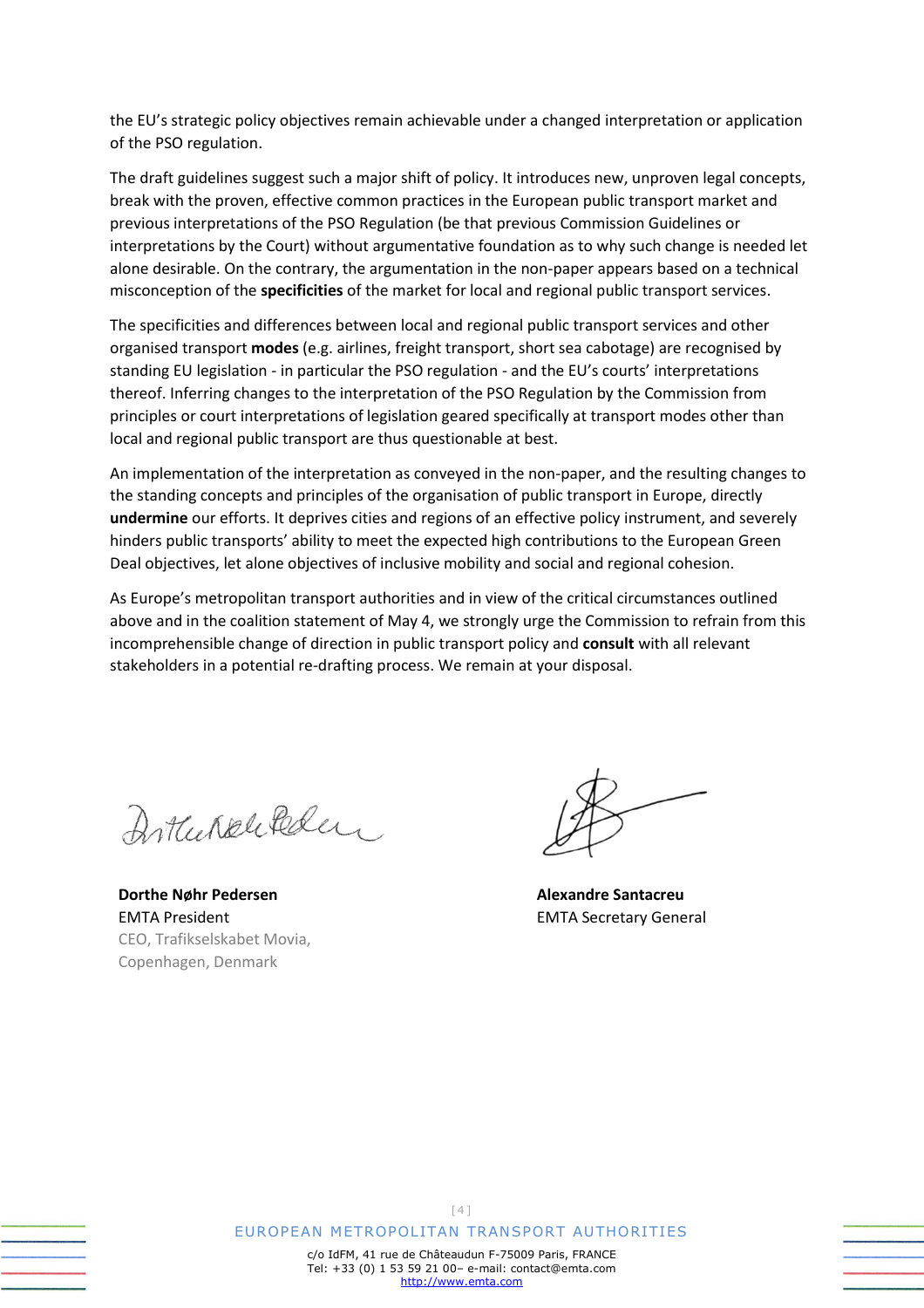the EU's strategic policy objectives remain achievable under a changed interpretation or application of the PSO regulation.

The draft guidelines suggest such a major shift of policy. It introduces new, unproven legal concepts, break with the proven, effective common practices in the European public transport market and previous interpretations of the PSO Regulation (be that previous Commission Guidelines or interpretations by the Court) without argumentative foundation as to why such change is needed let alone desirable. On the contrary, the argumentation in the non-paper appears based on a technical misconception of the **specificities** of the market for local and regional public transport services.

The specificities and differences between local and regional public transport services and other organised transport **modes** (e.g. airlines, freight transport, short sea cabotage) are recognised by standing EU legislation - in particular the PSO regulation - and the EU's courts' interpretations thereof. Inferring changes to the interpretation of the PSO Regulation by the Commission from principles or court interpretations of legislation geared specifically at transport modes other than local and regional public transport are thus questionable at best.

An implementation of the interpretation as conveyed in the non-paper, and the resulting changes to the standing concepts and principles of the organisation of public transport in Europe, directly **undermine** our efforts. It deprives cities and regions of an effective policy instrument, and severely hinders public transports' ability to meet the expected high contributions to the European Green Deal objectives, let alone objectives of inclusive mobility and social and regional cohesion.

As Europe's metropolitan transport authorities and in view of the critical circumstances outlined above and in the coalition statement of May 4, we strongly urge the Commission to refrain from this incomprehensible change of direction in public transport policy and **consult** with all relevant stakeholders in a potential re-drafting process. We remain at your disposal.

**Dorthe Nøhr Pedersen**
EMTA President
CEO, Trafikselskabet Movia,
Copenhagen, Denmark

**Alexandre Santacreu**
EMTA Secretary General

EUROPEAN METROPOLITAN TRANSPORT AUTHORITIES

c/o IdFM, 41 rue de Châteaudun F-75009 Paris, FRANCE
Tel: +33 (0) 1 53 59 21 00– e-mail: contact@emta.com
http://www.emta.com